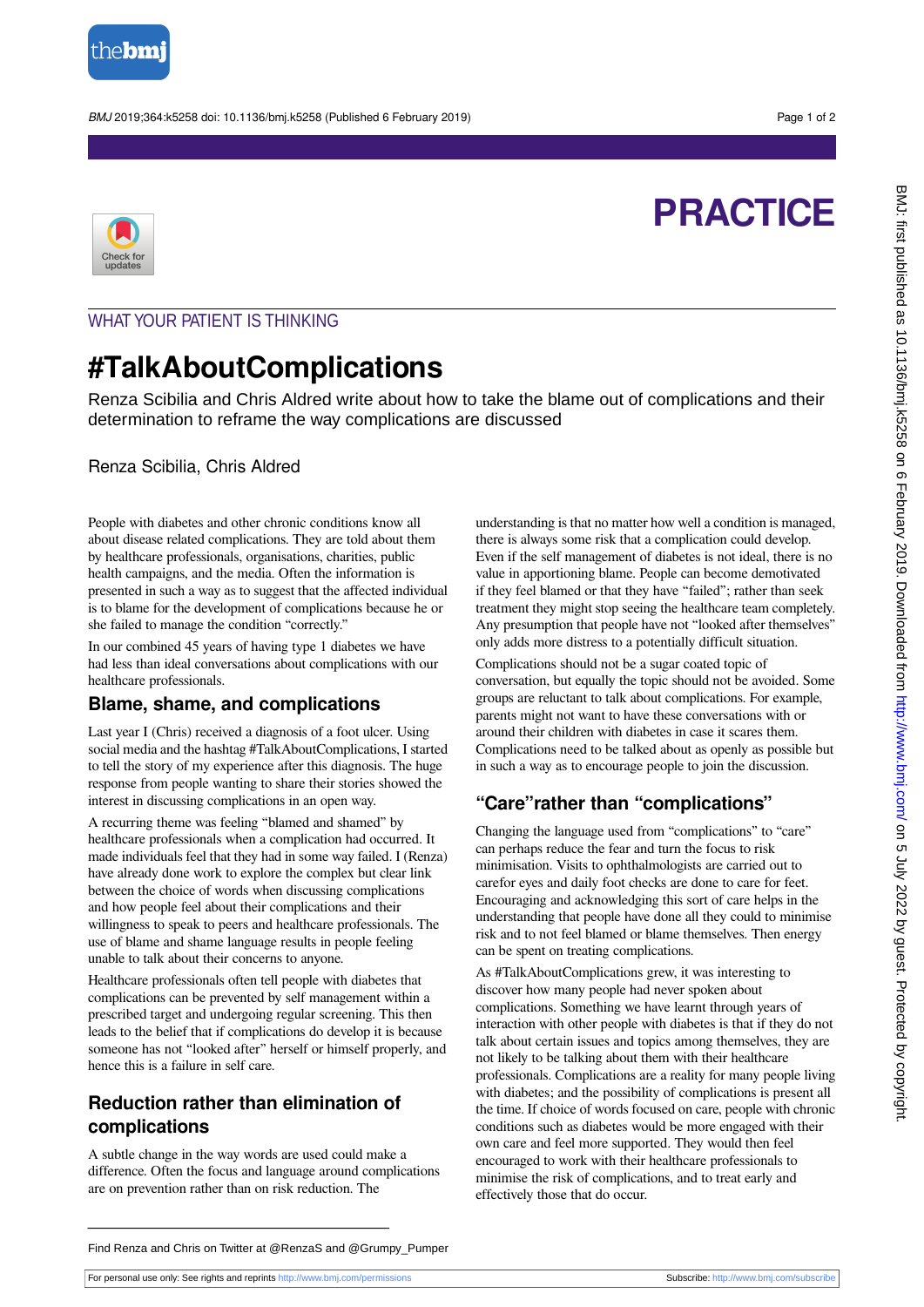PRACTICE

WHAT YOUR PATIENT IS THINKING

# #TalkAboutComplications

Renza Scibilia and Chris Aldred write about how to take the blame out of complications and their determination to reframe the way complications are discussed

Renza Scibilia, Chris Aldred

People with diabetes and other chronic conditions know all about disease related complications. They are told about them by healthcare professionals, organisations, charities, public health campaigns, and the media. Often the information is presented in such a way as to suggest that the affected individual is to blame for the development of complications because he or she failed to manage the condition "correctly."

In our combined 45 years of having type 1 diabetes we have had less than ideal conversations about complications with our healthcare professionals.

## Blame, shame, and complications

Last year I (Chris) received a diagnosis of a foot ulcer. Using social media and the hashtag #TalkAboutComplications, I started to tell the story of my experience after this diagnosis. The huge response from people wanting to share their stories showed the interest in discussing complications in an open way.

A recurring theme was feeling "blamed and shamed" by healthcare professionals when a complication had occurred. It made individuals feel that they had in some way failed. I (Renza) have already done work to explore the complex but clear link between the choice of words when discussing complications and how people feel about their complications and their willingness to speak to peers and healthcare professionals. The use of blame and shame language results in people feeling unable to talk about their concerns to anyone.

Healthcare professionals often tell people with diabetes that complications can be prevented by self management within a prescribed target and undergoing regular screening. This then leads to the belief that if complications do develop it is because someone has not "looked after" herself or himself properly, and hence this is a failure in self care.

## Reduction rather than elimination of complications

A subtle change in the way words are used could make a difference. Often the focus and language around complications are on prevention rather than on risk reduction. The understanding is that no matter how well a condition is managed, there is always some risk that a complication could develop. Even if the self management of diabetes is not ideal, there is no value in apportioning blame. People can become demotivated if they feel blamed or that they have "failed"; rather than seek treatment they might stop seeing the healthcare team completely. Any presumption that people have not "looked after themselves" only adds more distress to a potentially difficult situation.

Complications should not be a sugar coated topic of conversation, but equally the topic should not be avoided. Some groups are reluctant to talk about complications. For example, parents might not want to have these conversations with or around their children with diabetes in case it scares them. Complications need to be talked about as openly as possible but in such a way as to encourage people to join the discussion.

## "Care"rather than "complications"

Changing the language used from "complications" to "care" can perhaps reduce the fear and turn the focus to risk minimisation. Visits to ophthalmologists are carried out to carefor eyes and daily foot checks are done to care for feet. Encouraging and acknowledging this sort of care helps in the understanding that people have done all they could to minimise risk and to not feel blamed or blame themselves. Then energy can be spent on treating complications.

As #TalkAboutComplications grew, it was interesting to discover how many people had never spoken about complications. Something we have learnt through years of interaction with other people with diabetes is that if they do not talk about certain issues and topics among themselves, they are not likely to be talking about them with their healthcare professionals. Complications are a reality for many people living with diabetes; and the possibility of complications is present all the time. If choice of words focused on care, people with chronic conditions such as diabetes would be more engaged with their own care and feel more supported. They would then feel encouraged to work with their healthcare professionals to minimise the risk of complications, and to treat early and effectively those that do occur.

Find Renza and Chris on Twitter at @RenzaS and @Grumpy_Pumper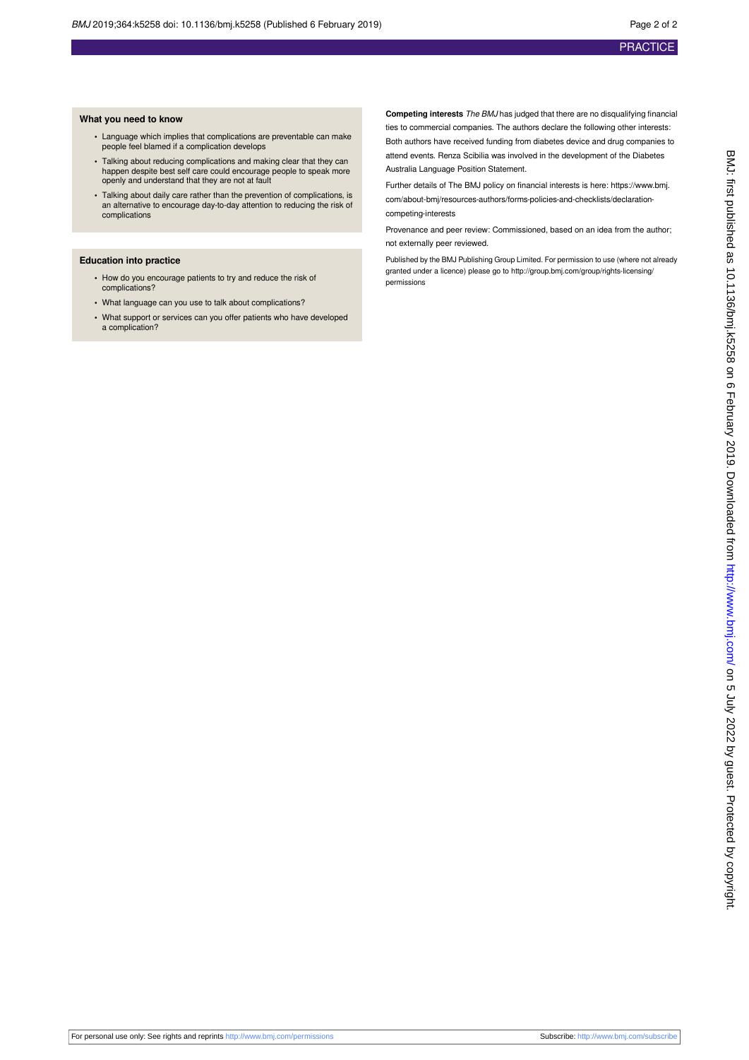### What you need to know

- Language which implies that complications are preventable can make people feel blamed if a complication develops
- Talking about reducing complications and making clear that they can happen despite best self care could encourage people to speak more openly and understand that they are not at fault
- Talking about daily care rather than the prevention of complications, is an alternative to encourage day-to-day attention to reducing the risk of complications

### Education into practice

- How do you encourage patients to try and reduce the risk of complications?
- What language can you use to talk about complications?
- What support or services can you offer patients who have developed a complication?

**Competing interests** *The BMJ* has judged that there are no disqualifying financial ties to commercial companies. The authors declare the following other interests: Both authors have received funding from diabetes device and drug companies to attend events. Renza Scibilia was involved in the development of the Diabetes Australia Language Position Statement.

Further details of The BMJ policy on financial interests is here: https://www.bmj.com/about-bmj/resources-authors/forms-policies-and-checklists/declaration-competing-interests

Provenance and peer review: Commissioned, based on an idea from the author; not externally peer reviewed.

Published by the BMJ Publishing Group Limited. For permission to use (where not already granted under a licence) please go to http://group.bmj.com/group/rights-licensing/permissions